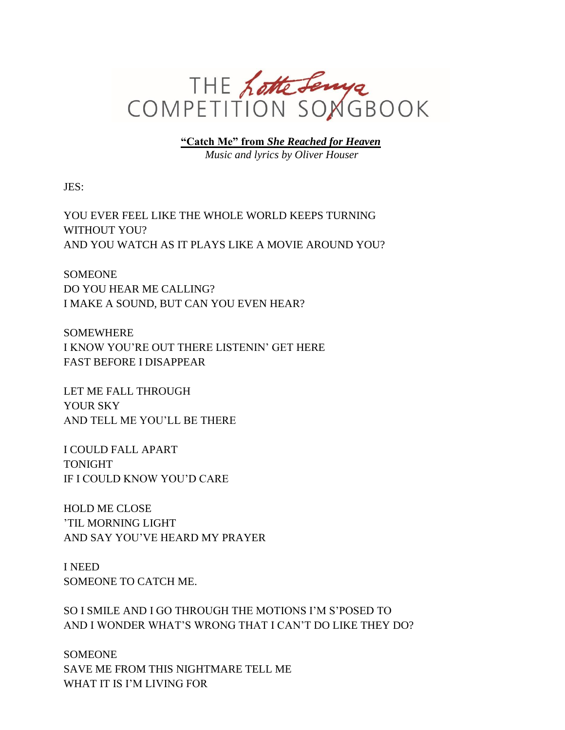# THE Lotte Lenya COMPETITION SONGBOOK

**"Catch Me" from *She Reached for Heaven***

*Music and lyrics by Oliver Houser*

JES:

YOU EVER FEEL LIKE THE WHOLE WORLD KEEPS TURNING
WITHOUT YOU?
AND YOU WATCH AS IT PLAYS LIKE A MOVIE AROUND YOU?

SOMEONE
DO YOU HEAR ME CALLING?
I MAKE A SOUND, BUT CAN YOU EVEN HEAR?

SOMEWHERE
I KNOW YOU'RE OUT THERE LISTENIN' GET HERE
FAST BEFORE I DISAPPEAR

LET ME FALL THROUGH
YOUR SKY
AND TELL ME YOU'LL BE THERE

I COULD FALL APART
TONIGHT
IF I COULD KNOW YOU'D CARE

HOLD ME CLOSE
'TIL MORNING LIGHT
AND SAY YOU'VE HEARD MY PRAYER

I NEED
SOMEONE TO CATCH ME.

SO I SMILE AND I GO THROUGH THE MOTIONS I'M S'POSED TO
AND I WONDER WHAT'S WRONG THAT I CAN'T DO LIKE THEY DO?

SOMEONE
SAVE ME FROM THIS NIGHTMARE TELL ME
WHAT IT IS I'M LIVING FOR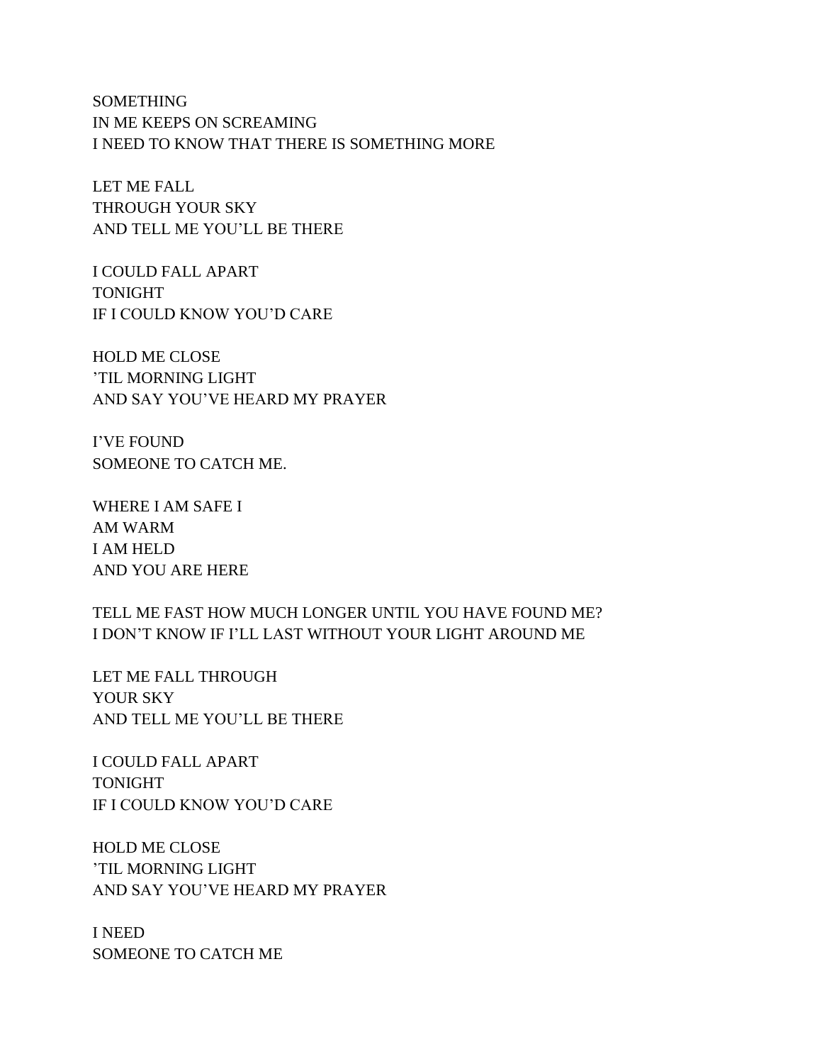SOMETHING
IN ME KEEPS ON SCREAMING
I NEED TO KNOW THAT THERE IS SOMETHING MORE

LET ME FALL
THROUGH YOUR SKY
AND TELL ME YOU'LL BE THERE

I COULD FALL APART
TONIGHT
IF I COULD KNOW YOU'D CARE

HOLD ME CLOSE
'TIL MORNING LIGHT
AND SAY YOU'VE HEARD MY PRAYER

I'VE FOUND
SOMEONE TO CATCH ME.

WHERE I AM SAFE I
AM WARM
I AM HELD
AND YOU ARE HERE

TELL ME FAST HOW MUCH LONGER UNTIL YOU HAVE FOUND ME?
I DON'T KNOW IF I'LL LAST WITHOUT YOUR LIGHT AROUND ME

LET ME FALL THROUGH
YOUR SKY
AND TELL ME YOU'LL BE THERE

I COULD FALL APART
TONIGHT
IF I COULD KNOW YOU'D CARE

HOLD ME CLOSE
'TIL MORNING LIGHT
AND SAY YOU'VE HEARD MY PRAYER

I NEED
SOMEONE TO CATCH ME